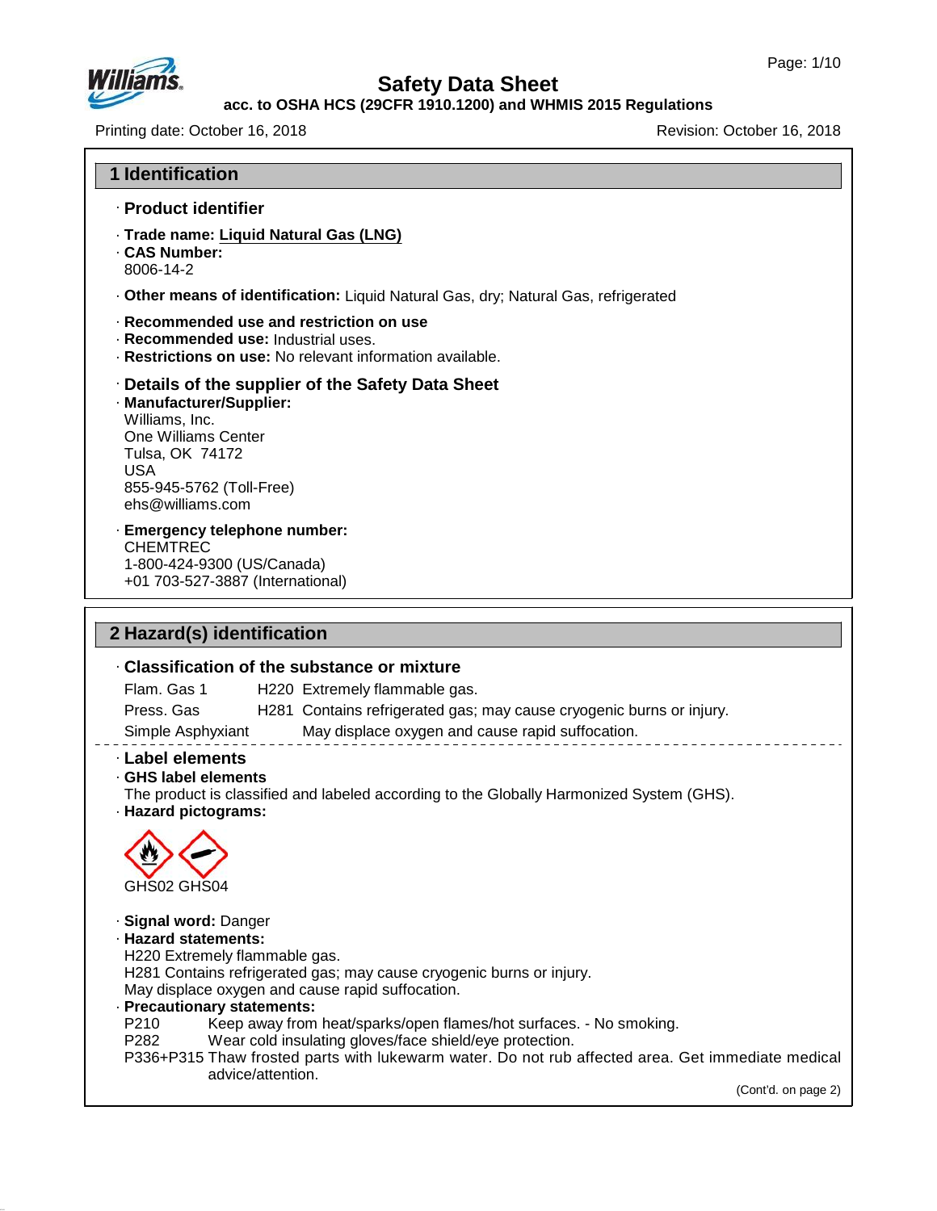# Safety Data Sheet

**acc. to OSHA HCS (29CFR 1910.1200) and WHMIS 2015 Regulations**

Printing date: October 16, 2018 Revision: October 16, 2018

## 1 Identification

### · Product identifier

· **Trade name: Liquid Natural Gas (LNG)**
· **CAS Number:**
8006-14-2

· **Other means of identification:** Liquid Natural Gas, dry; Natural Gas, refrigerated

· **Recommended use and restriction on use**
· **Recommended use:** Industrial uses.
· **Restrictions on use:** No relevant information available.

### · Details of the supplier of the Safety Data Sheet

· **Manufacturer/Supplier:**
Williams, Inc.
One Williams Center
Tulsa, OK 74172
USA
855-945-5762 (Toll-Free)
ehs@williams.com

· **Emergency telephone number:**
CHEMTREC
1-800-424-9300 (US/Canada)
+01 703-527-3887 (International)

## 2 Hazard(s) identification

### · Classification of the substance or mixture

| | | |
|---|---|---|
| Flam. Gas 1 | H220 | Extremely flammable gas. |
| Press. Gas | H281 | Contains refrigerated gas; may cause cryogenic burns or injury. |
| Simple Asphyxiant | | May displace oxygen and cause rapid suffocation. |

### · Label elements

· **GHS label elements**
The product is classified and labeled according to the Globally Harmonized System (GHS).
· **Hazard pictograms:**

GHS02 GHS04

· **Signal word:** Danger
· **Hazard statements:**
H220 Extremely flammable gas.
H281 Contains refrigerated gas; may cause cryogenic burns or injury.
May displace oxygen and cause rapid suffocation.
· **Precautionary statements:**
P210 Keep away from heat/sparks/open flames/hot surfaces. - No smoking.
P282 Wear cold insulating gloves/face shield/eye protection.
P336+P315 Thaw frosted parts with lukewarm water. Do not rub affected area. Get immediate medical advice/attention.

(Cont'd. on page 2)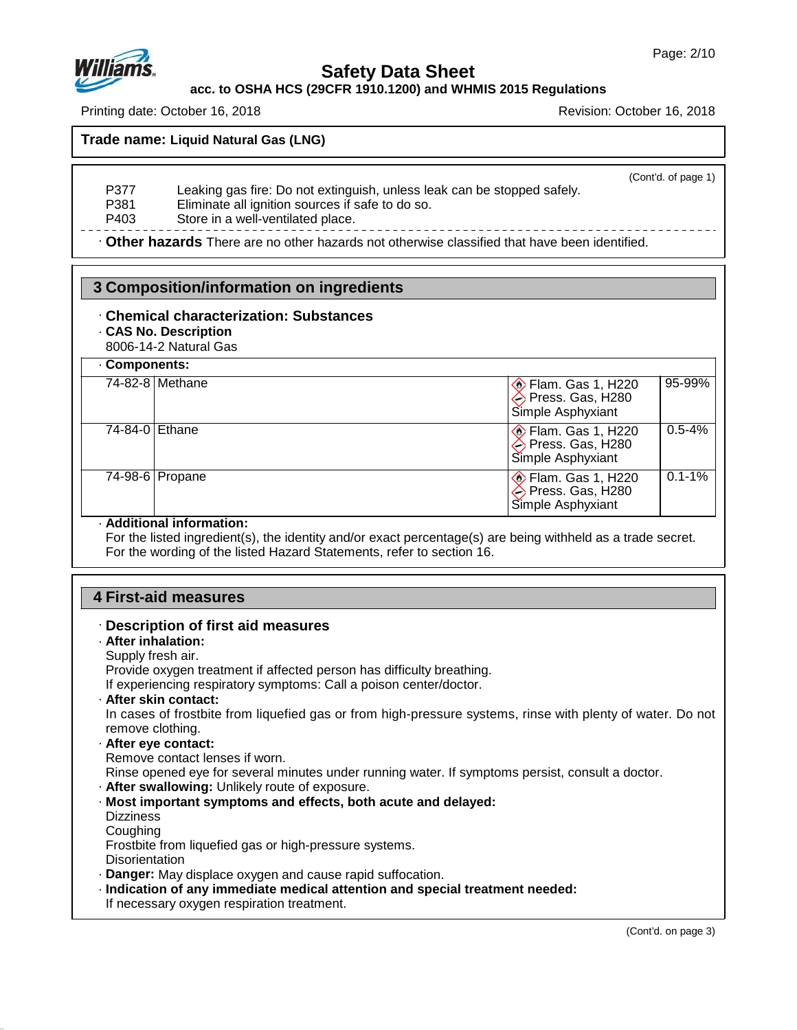**Trade name: Liquid Natural Gas (LNG)**

(Cont'd. of page 1)

P377 Leaking gas fire: Do not extinguish, unless leak can be stopped safely.
P381 Eliminate all ignition sources if safe to do so.
P403 Store in a well-ventilated place.

· **Other hazards** There are no other hazards not otherwise classified that have been identified.

## 3 Composition/information on ingredients

· **Chemical characterization: Substances**

· **CAS No. Description**

8006-14-2 Natural Gas

· **Components:**

| CAS No. | Name | Classification | % |
|---|---|---|---|
| 74-82-8 | Methane | Flam. Gas 1, H220; Press. Gas, H280; Simple Asphyxiant | 95-99% |
| 74-84-0 | Ethane | Flam. Gas 1, H220; Press. Gas, H280; Simple Asphyxiant | 0.5-4% |
| 74-98-6 | Propane | Flam. Gas 1, H220; Press. Gas, H280; Simple Asphyxiant | 0.1-1% |

· **Additional information:**

For the listed ingredient(s), the identity and/or exact percentage(s) are being withheld as a trade secret.
For the wording of the listed Hazard Statements, refer to section 16.

## 4 First-aid measures

· **Description of first aid measures**

· **After inhalation:**

Supply fresh air.
Provide oxygen treatment if affected person has difficulty breathing.
If experiencing respiratory symptoms: Call a poison center/doctor.

· **After skin contact:**

In cases of frostbite from liquefied gas or from high-pressure systems, rinse with plenty of water. Do not remove clothing.

· **After eye contact:**

Remove contact lenses if worn.
Rinse opened eye for several minutes under running water. If symptoms persist, consult a doctor.

· **After swallowing:** Unlikely route of exposure.

· **Most important symptoms and effects, both acute and delayed:**

Dizziness
Coughing
Frostbite from liquefied gas or high-pressure systems.
Disorientation

· **Danger:** May displace oxygen and cause rapid suffocation.

· **Indication of any immediate medical attention and special treatment needed:**

If necessary oxygen respiration treatment.

(Cont'd. on page 3)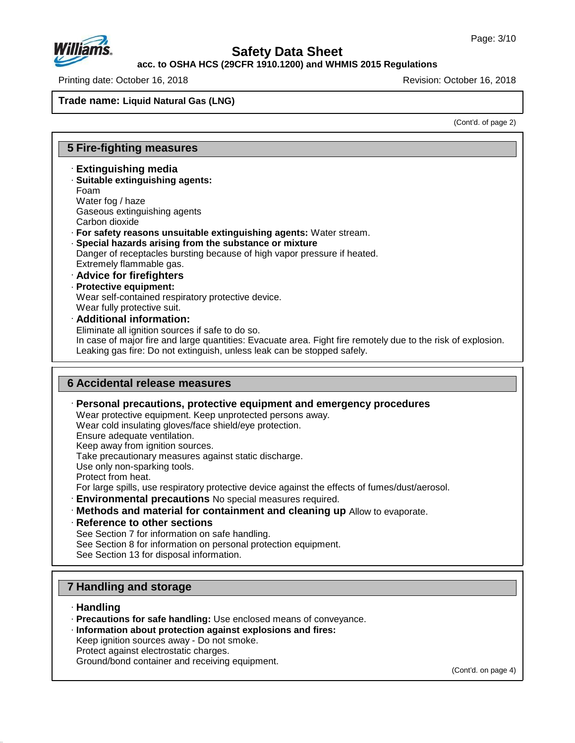**Trade name: Liquid Natural Gas (LNG)**

(Cont'd. of page 2)

## 5 Fire-fighting measures

· **Extinguishing media**
· **Suitable extinguishing agents:**
Foam
Water fog / haze
Gaseous extinguishing agents
Carbon dioxide
· **For safety reasons unsuitable extinguishing agents:** Water stream.
· **Special hazards arising from the substance or mixture**
Danger of receptacles bursting because of high vapor pressure if heated.
Extremely flammable gas.
· **Advice for firefighters**
· **Protective equipment:**
Wear self-contained respiratory protective device.
Wear fully protective suit.
· **Additional information:**
Eliminate all ignition sources if safe to do so.
In case of major fire and large quantities: Evacuate area. Fight fire remotely due to the risk of explosion.
Leaking gas fire: Do not extinguish, unless leak can be stopped safely.

## 6 Accidental release measures

· **Personal precautions, protective equipment and emergency procedures**
Wear protective equipment. Keep unprotected persons away.
Wear cold insulating gloves/face shield/eye protection.
Ensure adequate ventilation.
Keep away from ignition sources.
Take precautionary measures against static discharge.
Use only non-sparking tools.
Protect from heat.
For large spills, use respiratory protective device against the effects of fumes/dust/aerosol.
· **Environmental precautions** No special measures required.
· **Methods and material for containment and cleaning up** Allow to evaporate.
· **Reference to other sections**
See Section 7 for information on safe handling.
See Section 8 for information on personal protection equipment.
See Section 13 for disposal information.

## 7 Handling and storage

· **Handling**
· **Precautions for safe handling:** Use enclosed means of conveyance.
· **Information about protection against explosions and fires:**
Keep ignition sources away - Do not smoke.
Protect against electrostatic charges.
Ground/bond container and receiving equipment.

(Cont'd. on page 4)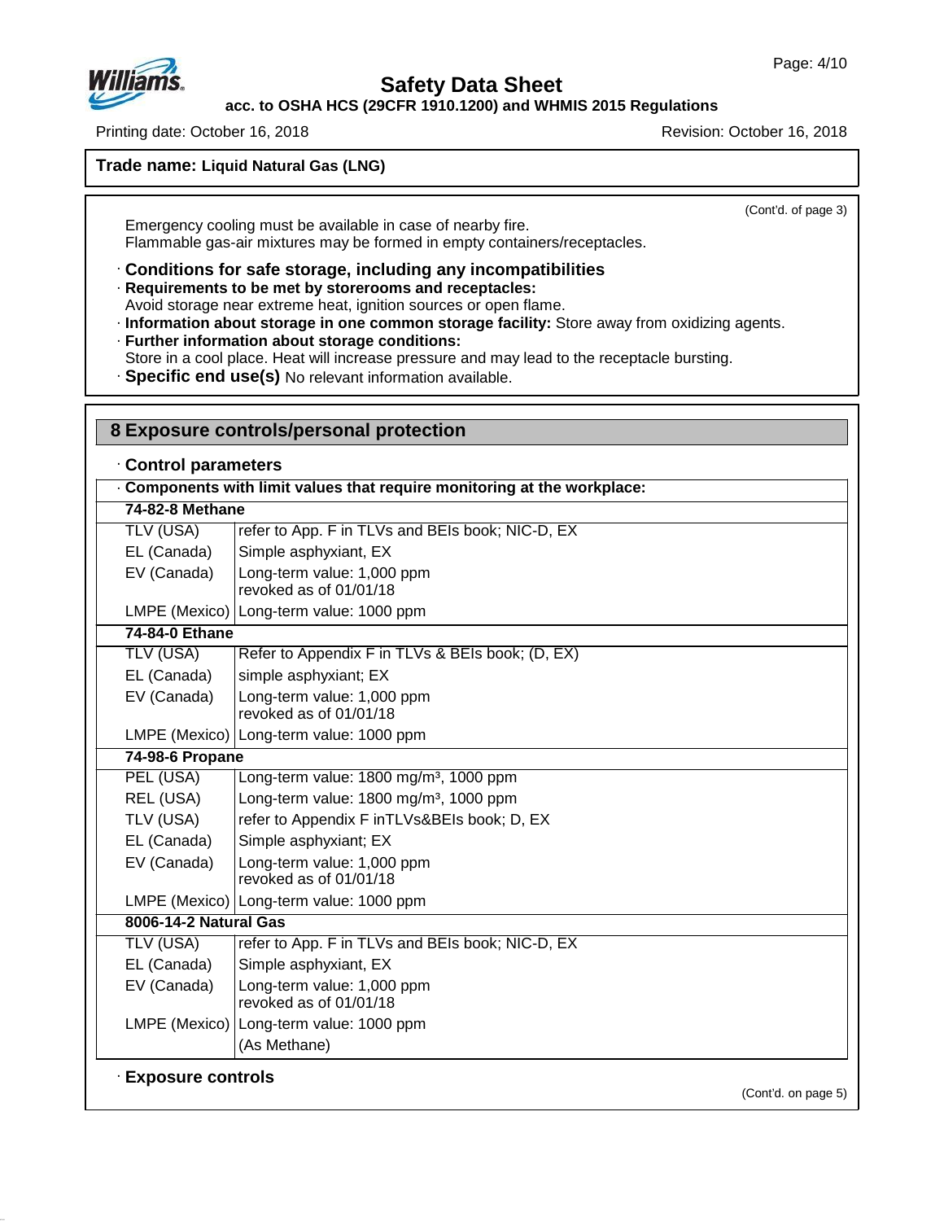**Trade name: Liquid Natural Gas (LNG)**

(Cont'd. of page 3)

Emergency cooling must be available in case of nearby fire.
Flammable gas-air mixtures may be formed in empty containers/receptacles.

· **Conditions for safe storage, including any incompatibilities**
· **Requirements to be met by storerooms and receptacles:**
Avoid storage near extreme heat, ignition sources or open flame.
· **Information about storage in one common storage facility:** Store away from oxidizing agents.
· **Further information about storage conditions:**
Store in a cool place. Heat will increase pressure and may lead to the receptacle bursting.
· **Specific end use(s)** No relevant information available.

## 8 Exposure controls/personal protection

· **Control parameters**

| · **Components with limit values that require monitoring at the workplace:** | |
|---|---|
| **74-82-8 Methane** | |
| TLV (USA) | refer to App. F in TLVs and BEIs book; NIC-D, EX |
| EL (Canada) | Simple asphyxiant, EX |
| EV (Canada) | Long-term value: 1,000 ppm<br>revoked as of 01/01/18 |
| LMPE (Mexico) | Long-term value: 1000 ppm |
| **74-84-0 Ethane** | |
| TLV (USA) | Refer to Appendix F in TLVs & BEIs book; (D, EX) |
| EL (Canada) | simple asphyxiant; EX |
| EV (Canada) | Long-term value: 1,000 ppm<br>revoked as of 01/01/18 |
| LMPE (Mexico) | Long-term value: 1000 ppm |
| **74-98-6 Propane** | |
| PEL (USA) | Long-term value: 1800 mg/m³, 1000 ppm |
| REL (USA) | Long-term value: 1800 mg/m³, 1000 ppm |
| TLV (USA) | refer to Appendix F inTLVs&BEIs book; D, EX |
| EL (Canada) | Simple asphyxiant; EX |
| EV (Canada) | Long-term value: 1,000 ppm<br>revoked as of 01/01/18 |
| LMPE (Mexico) | Long-term value: 1000 ppm |
| **8006-14-2 Natural Gas** | |
| TLV (USA) | refer to App. F in TLVs and BEIs book; NIC-D, EX |
| EL (Canada) | Simple asphyxiant, EX |
| EV (Canada) | Long-term value: 1,000 ppm<br>revoked as of 01/01/18 |
| LMPE (Mexico) | Long-term value: 1000 ppm<br>(As Methane) |

· **Exposure controls**

(Cont'd. on page 5)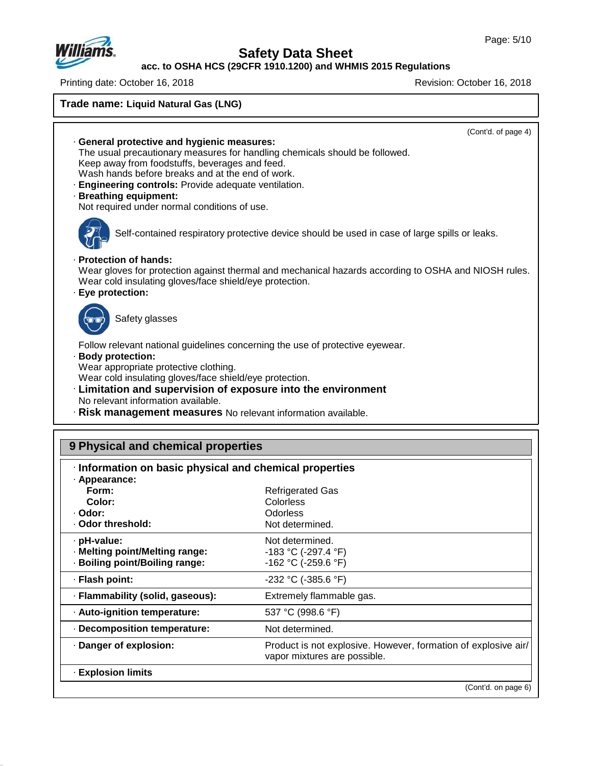**Trade name: Liquid Natural Gas (LNG)**

(Cont'd. of page 4)

· **General protective and hygienic measures:**
The usual precautionary measures for handling chemicals should be followed.
Keep away from foodstuffs, beverages and feed.
Wash hands before breaks and at the end of work.

· **Engineering controls:** Provide adequate ventilation.

· **Breathing equipment:**
Not required under normal conditions of use.

Self-contained respiratory protective device should be used in case of large spills or leaks.

· **Protection of hands:**
Wear gloves for protection against thermal and mechanical hazards according to OSHA and NIOSH rules.
Wear cold insulating gloves/face shield/eye protection.

· **Eye protection:**

Safety glasses

Follow relevant national guidelines concerning the use of protective eyewear.

· **Body protection:**
Wear appropriate protective clothing.
Wear cold insulating gloves/face shield/eye protection.

· **Limitation and supervision of exposure into the environment**
No relevant information available.

· **Risk management measures** No relevant information available.

## 9 Physical and chemical properties

· **Information on basic physical and chemical properties**

| Property | Value |
|---|---|
| · **Appearance:** | |
| **Form:** | Refrigerated Gas |
| **Color:** | Colorless |
| · **Odor:** | Odorless |
| · **Odor threshold:** | Not determined. |
| · **pH-value:** | Not determined. |
| · **Melting point/Melting range:** | -183 °C (-297.4 °F) |
| · **Boiling point/Boiling range:** | -162 °C (-259.6 °F) |
| · **Flash point:** | -232 °C (-385.6 °F) |
| · **Flammability (solid, gaseous):** | Extremely flammable gas. |
| · **Auto-ignition temperature:** | 537 °C (998.6 °F) |
| · **Decomposition temperature:** | Not determined. |
| · **Danger of explosion:** | Product is not explosive. However, formation of explosive air/vapor mixtures are possible. |
| · **Explosion limits** | |

(Cont'd. on page 6)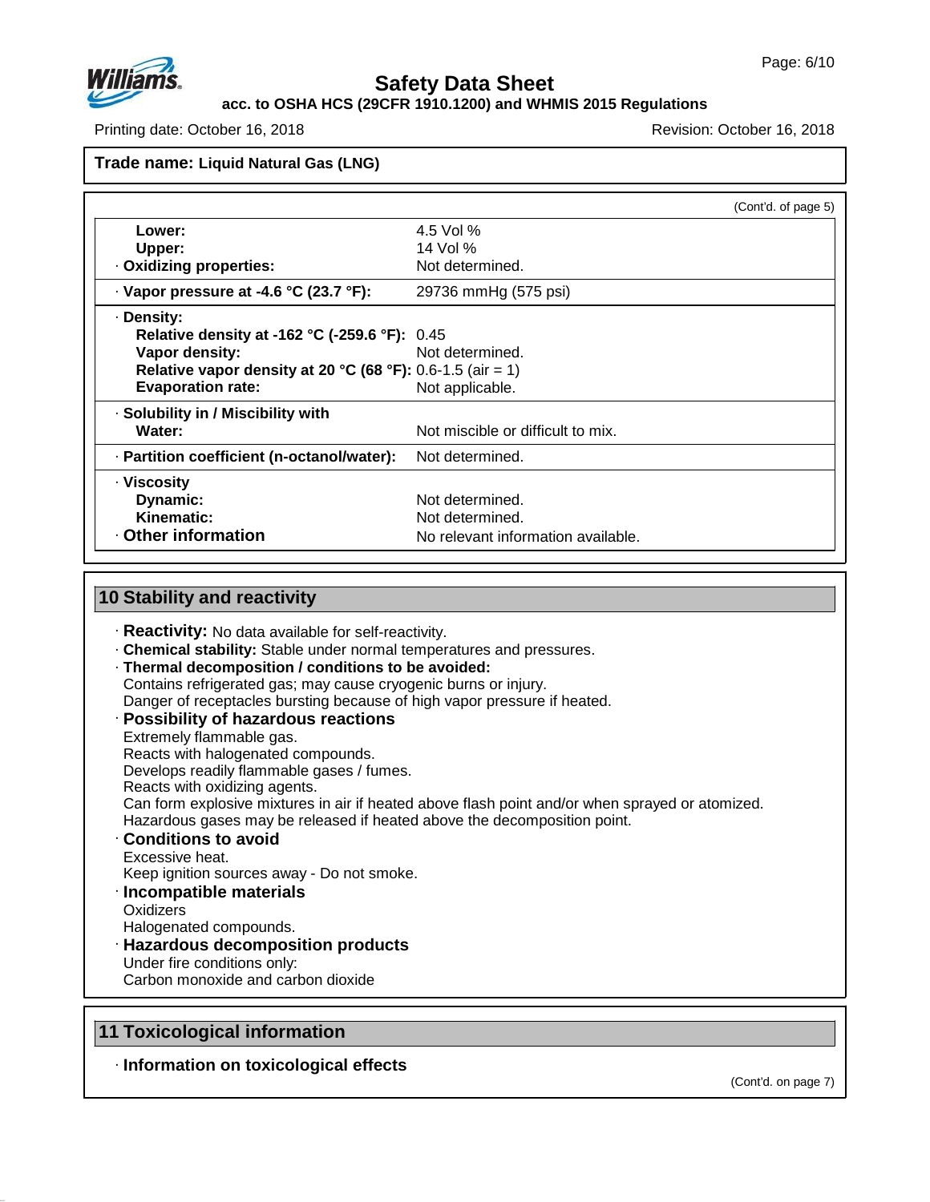**Trade name: Liquid Natural Gas (LNG)**

(Cont'd. of page 5)

| | |
|---|---|
| **Lower:** | 4.5 Vol % |
| **Upper:** | 14 Vol % |
| · **Oxidizing properties:** | Not determined. |
| · **Vapor pressure at -4.6 °C (23.7 °F):** | 29736 mmHg (575 psi) |
| · **Density:** | |
| **Relative density at -162 °C (-259.6 °F):** | 0.45 |
| **Vapor density:** | Not determined. |
| **Relative vapor density at 20 °C (68 °F):** | 0.6-1.5 (air = 1) |
| **Evaporation rate:** | Not applicable. |
| · **Solubility in / Miscibility with** | |
| **Water:** | Not miscible or difficult to mix. |
| · **Partition coefficient (n-octanol/water):** | Not determined. |
| · **Viscosity** | |
| **Dynamic:** | Not determined. |
| **Kinematic:** | Not determined. |
| · **Other information** | No relevant information available. |

## 10 Stability and reactivity

· **Reactivity:** No data available for self-reactivity.
· **Chemical stability:** Stable under normal temperatures and pressures.
· **Thermal decomposition / conditions to be avoided:**
Contains refrigerated gas; may cause cryogenic burns or injury.
Danger of receptacles bursting because of high vapor pressure if heated.
· **Possibility of hazardous reactions**
Extremely flammable gas.
Reacts with halogenated compounds.
Develops readily flammable gases / fumes.
Reacts with oxidizing agents.
Can form explosive mixtures in air if heated above flash point and/or when sprayed or atomized.
Hazardous gases may be released if heated above the decomposition point.
· **Conditions to avoid**
Excessive heat.
Keep ignition sources away - Do not smoke.
· **Incompatible materials**
Oxidizers
Halogenated compounds.
· **Hazardous decomposition products**
Under fire conditions only:
Carbon monoxide and carbon dioxide

## 11 Toxicological information

· **Information on toxicological effects**

(Cont'd. on page 7)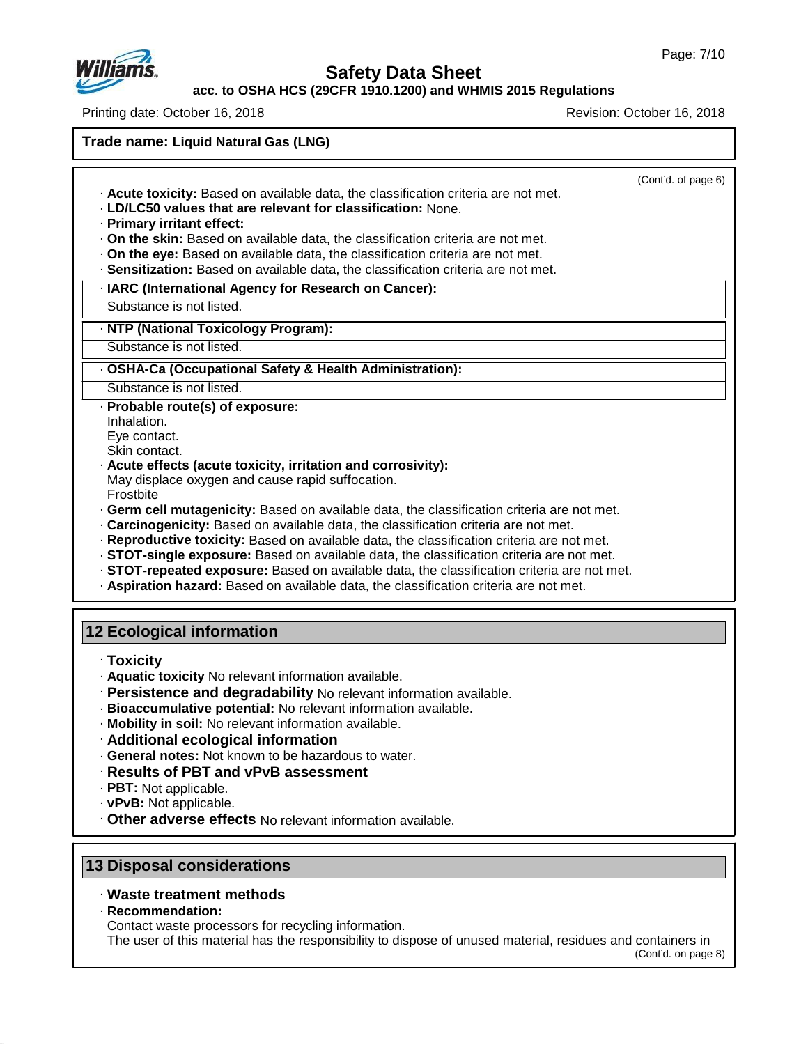**Trade name: Liquid Natural Gas (LNG)**

(Cont'd. of page 6)

· **Acute toxicity:** Based on available data, the classification criteria are not met.
· **LD/LC50 values that are relevant for classification:** None.
· **Primary irritant effect:**
· **On the skin:** Based on available data, the classification criteria are not met.
· **On the eye:** Based on available data, the classification criteria are not met.
· **Sensitization:** Based on available data, the classification criteria are not met.

· **IARC (International Agency for Research on Cancer):**
Substance is not listed.

· **NTP (National Toxicology Program):**
Substance is not listed.

· **OSHA-Ca (Occupational Safety & Health Administration):**
Substance is not listed.

· **Probable route(s) of exposure:**
Inhalation.
Eye contact.
Skin contact.
· **Acute effects (acute toxicity, irritation and corrosivity):**
May displace oxygen and cause rapid suffocation.
Frostbite
· **Germ cell mutagenicity:** Based on available data, the classification criteria are not met.
· **Carcinogenicity:** Based on available data, the classification criteria are not met.
· **Reproductive toxicity:** Based on available data, the classification criteria are not met.
· **STOT-single exposure:** Based on available data, the classification criteria are not met.
· **STOT-repeated exposure:** Based on available data, the classification criteria are not met.
· **Aspiration hazard:** Based on available data, the classification criteria are not met.

## 12 Ecological information

· **Toxicity**
· **Aquatic toxicity** No relevant information available.
· **Persistence and degradability** No relevant information available.
· **Bioaccumulative potential:** No relevant information available.
· **Mobility in soil:** No relevant information available.
· **Additional ecological information**
· **General notes:** Not known to be hazardous to water.
· **Results of PBT and vPvB assessment**
· **PBT:** Not applicable.
· **vPvB:** Not applicable.
· **Other adverse effects** No relevant information available.

## 13 Disposal considerations

· **Waste treatment methods**
· **Recommendation:**
Contact waste processors for recycling information.
The user of this material has the responsibility to dispose of unused material, residues and containers in

(Cont'd. on page 8)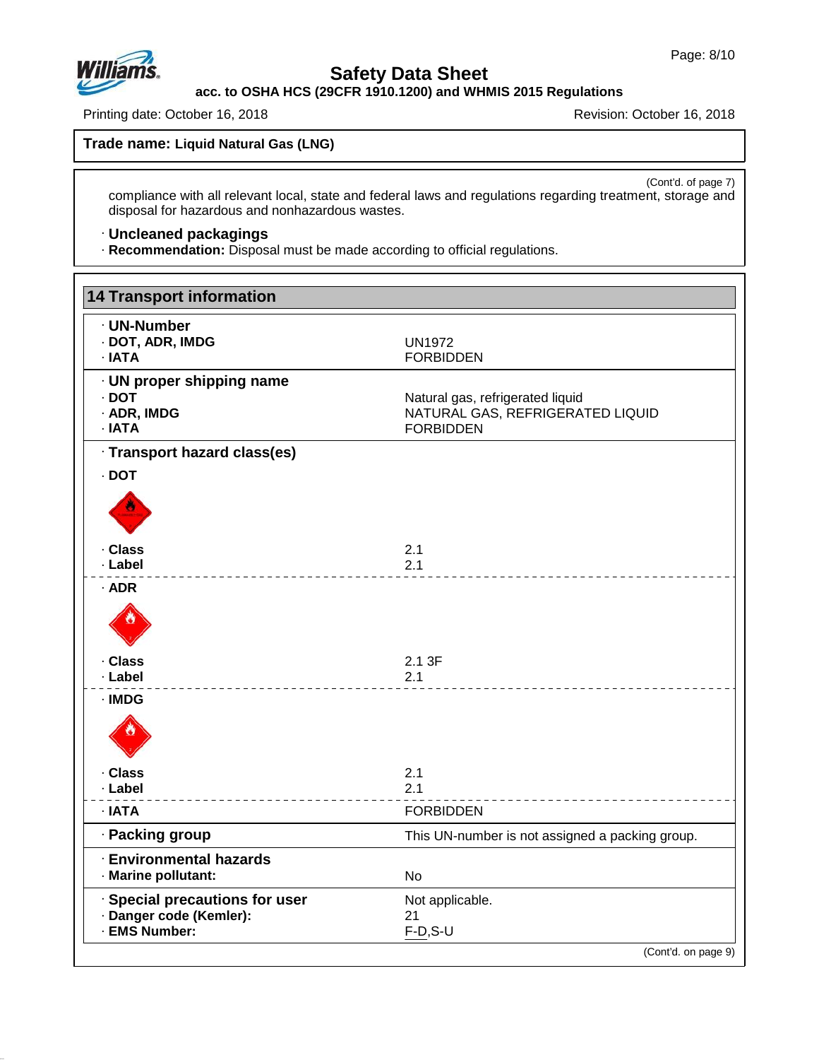**Trade name: Liquid Natural Gas (LNG)**

(Cont'd. of page 7)

compliance with all relevant local, state and federal laws and regulations regarding treatment, storage and disposal for hazardous and nonhazardous wastes.

· **Uncleaned packagings**
· **Recommendation:** Disposal must be made according to official regulations.

## 14 Transport information

· **UN-Number**

| | |
|---|---|
| · **DOT, ADR, IMDG** | UN1972 |
| · **IATA** | FORBIDDEN |

· **UN proper shipping name**

| | |
|---|---|
| · **DOT** | Natural gas, refrigerated liquid |
| · **ADR, IMDG** | NATURAL GAS, REFRIGERATED LIQUID |
| · **IATA** | FORBIDDEN |

· **Transport hazard class(es)**

· **DOT**

| | |
|---|---|
| · **Class** | 2.1 |
| · **Label** | 2.1 |

· **ADR**

| | |
|---|---|
| · **Class** | 2.1 3F |
| · **Label** | 2.1 |

· **IMDG**

| | |
|---|---|
| · **Class** | 2.1 |
| · **Label** | 2.1 |

| | |
|---|---|
| · **IATA** | FORBIDDEN |

| | |
|---|---|
| · **Packing group** | This UN-number is not assigned a packing group. |

· **Environmental hazards**

| | |
|---|---|
| · **Marine pollutant:** | No |

| | |
|---|---|
| · **Special precautions for user** | Not applicable. |
| · **Danger code (Kemler):** | 21 |
| · **EMS Number:** | F-D,S-U |

(Cont'd. on page 9)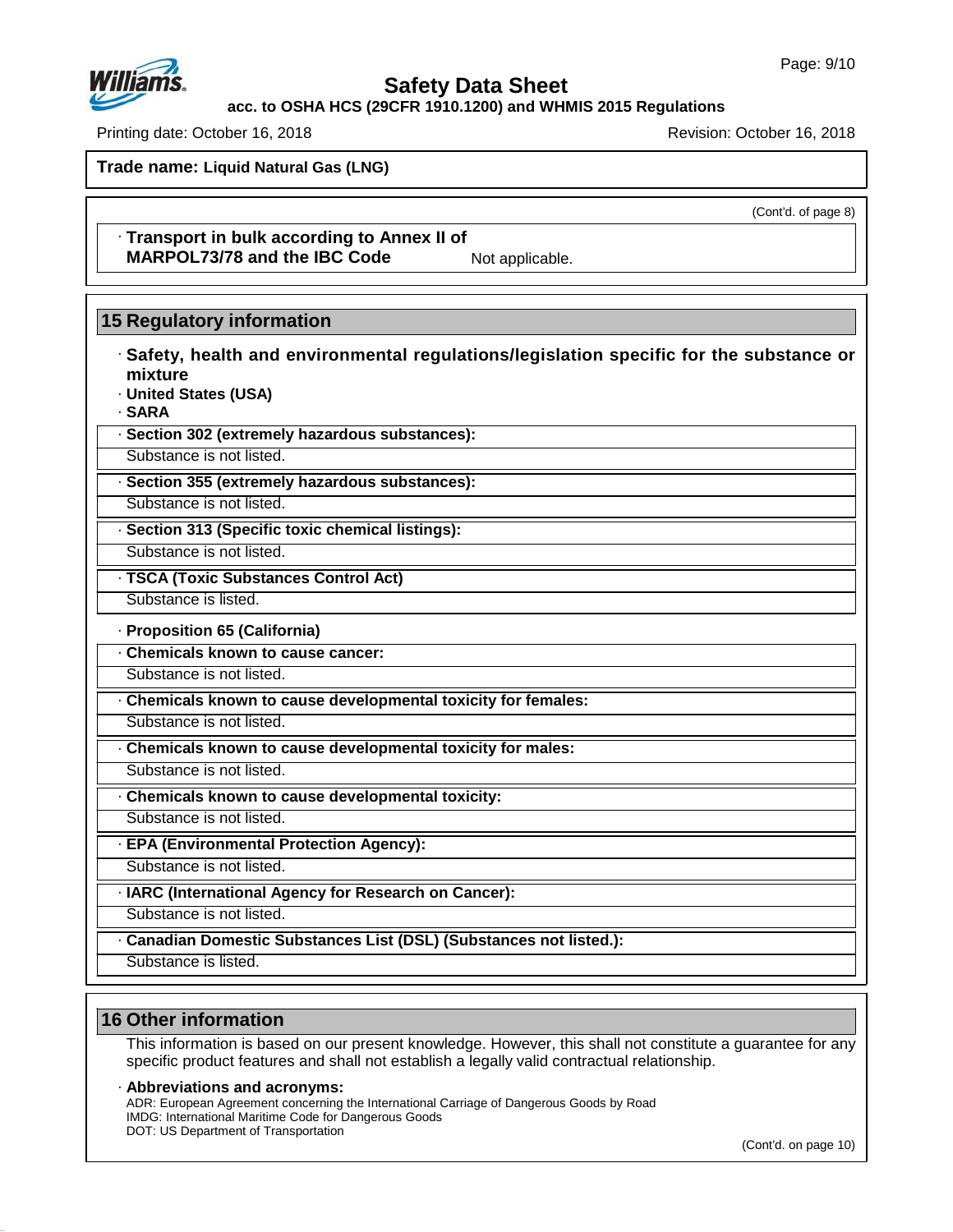**Trade name: Liquid Natural Gas (LNG)**

(Cont'd. of page 8)

· **Transport in bulk according to Annex II of MARPOL73/78 and the IBC Code** Not applicable.

## 15 Regulatory information

· **Safety, health and environmental regulations/legislation specific for the substance or mixture**

· **United States (USA)**

· **SARA**

· **Section 302 (extremely hazardous substances):**
Substance is not listed.

· **Section 355 (extremely hazardous substances):**
Substance is not listed.

· **Section 313 (Specific toxic chemical listings):**
Substance is not listed.

· **TSCA (Toxic Substances Control Act)**
Substance is listed.

· **Proposition 65 (California)**

· **Chemicals known to cause cancer:**
Substance is not listed.

· **Chemicals known to cause developmental toxicity for females:**
Substance is not listed.

· **Chemicals known to cause developmental toxicity for males:**
Substance is not listed.

· **Chemicals known to cause developmental toxicity:**
Substance is not listed.

· **EPA (Environmental Protection Agency):**
Substance is not listed.

· **IARC (International Agency for Research on Cancer):**
Substance is not listed.

· **Canadian Domestic Substances List (DSL) (Substances not listed.):**
Substance is listed.

## 16 Other information

This information is based on our present knowledge. However, this shall not constitute a guarantee for any specific product features and shall not establish a legally valid contractual relationship.

· **Abbreviations and acronyms:**
ADR: European Agreement concerning the International Carriage of Dangerous Goods by Road
IMDG: International Maritime Code for Dangerous Goods
DOT: US Department of Transportation

(Cont'd. on page 10)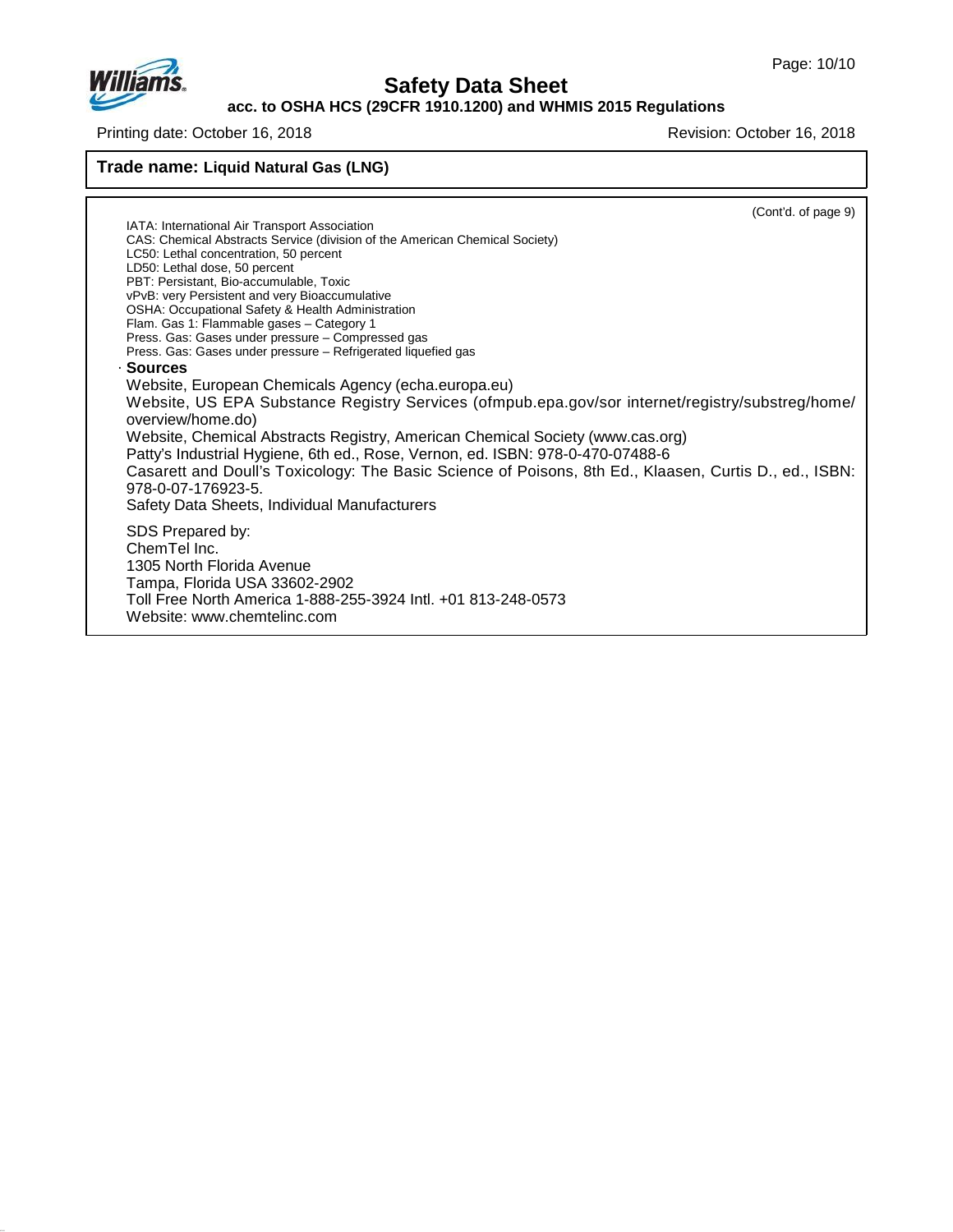**Trade name: Liquid Natural Gas (LNG)**

(Cont'd. of page 9)

IATA: International Air Transport Association
CAS: Chemical Abstracts Service (division of the American Chemical Society)
LC50: Lethal concentration, 50 percent
LD50: Lethal dose, 50 percent
PBT: Persistant, Bio-accumulable, Toxic
vPvB: very Persistent and very Bioaccumulative
OSHA: Occupational Safety & Health Administration
Flam. Gas 1: Flammable gases – Category 1
Press. Gas: Gases under pressure – Compressed gas
Press. Gas: Gases under pressure – Refrigerated liquefied gas

· **Sources**

Website, European Chemicals Agency (echa.europa.eu)
Website, US EPA Substance Registry Services (ofmpub.epa.gov/sor internet/registry/substreg/home/overview/home.do)
Website, Chemical Abstracts Registry, American Chemical Society (www.cas.org)
Patty's Industrial Hygiene, 6th ed., Rose, Vernon, ed. ISBN: 978-0-470-07488-6
Casarett and Doull's Toxicology: The Basic Science of Poisons, 8th Ed., Klaasen, Curtis D., ed., ISBN: 978-0-07-176923-5.
Safety Data Sheets, Individual Manufacturers

SDS Prepared by:
ChemTel Inc.
1305 North Florida Avenue
Tampa, Florida USA 33602-2902
Toll Free North America 1-888-255-3924 Intl. +01 813-248-0573
Website: www.chemtelinc.com